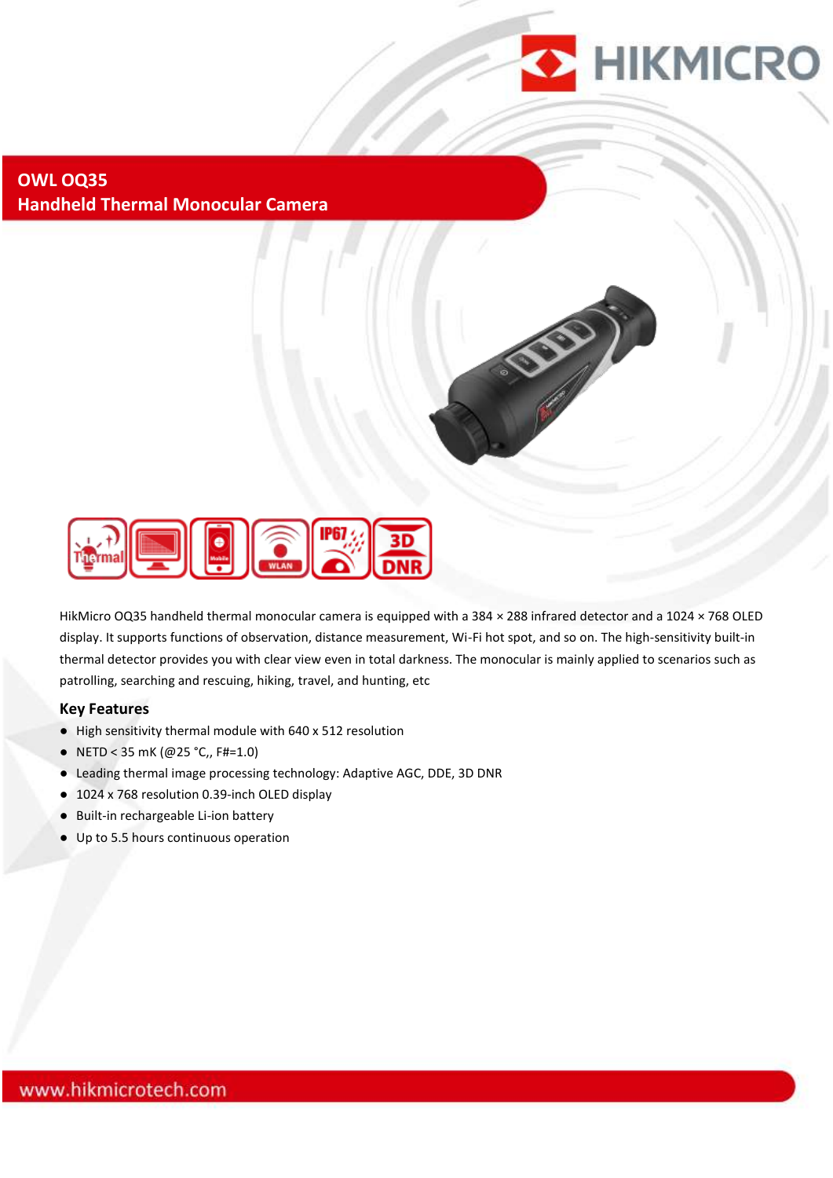# OWL OQ35
## Handheld Thermal Monocular Camera

HikMicro OQ35 handheld thermal monocular camera is equipped with a 384 × 288 infrared detector and a 1024 × 768 OLED display. It supports functions of observation, distance measurement, Wi-Fi hot spot, and so on. The high-sensitivity built-in thermal detector provides you with clear view even in total darkness. The monocular is mainly applied to scenarios such as patrolling, searching and rescuing, hiking, travel, and hunting, etc

### Key Features

- High sensitivity thermal module with 640 x 512 resolution
- NETD < 35 mK (@25 °C,, F#=1.0)
- Leading thermal image processing technology: Adaptive AGC, DDE, 3D DNR
- 1024 x 768 resolution 0.39-inch OLED display
- Built-in rechargeable Li-ion battery
- Up to 5.5 hours continuous operation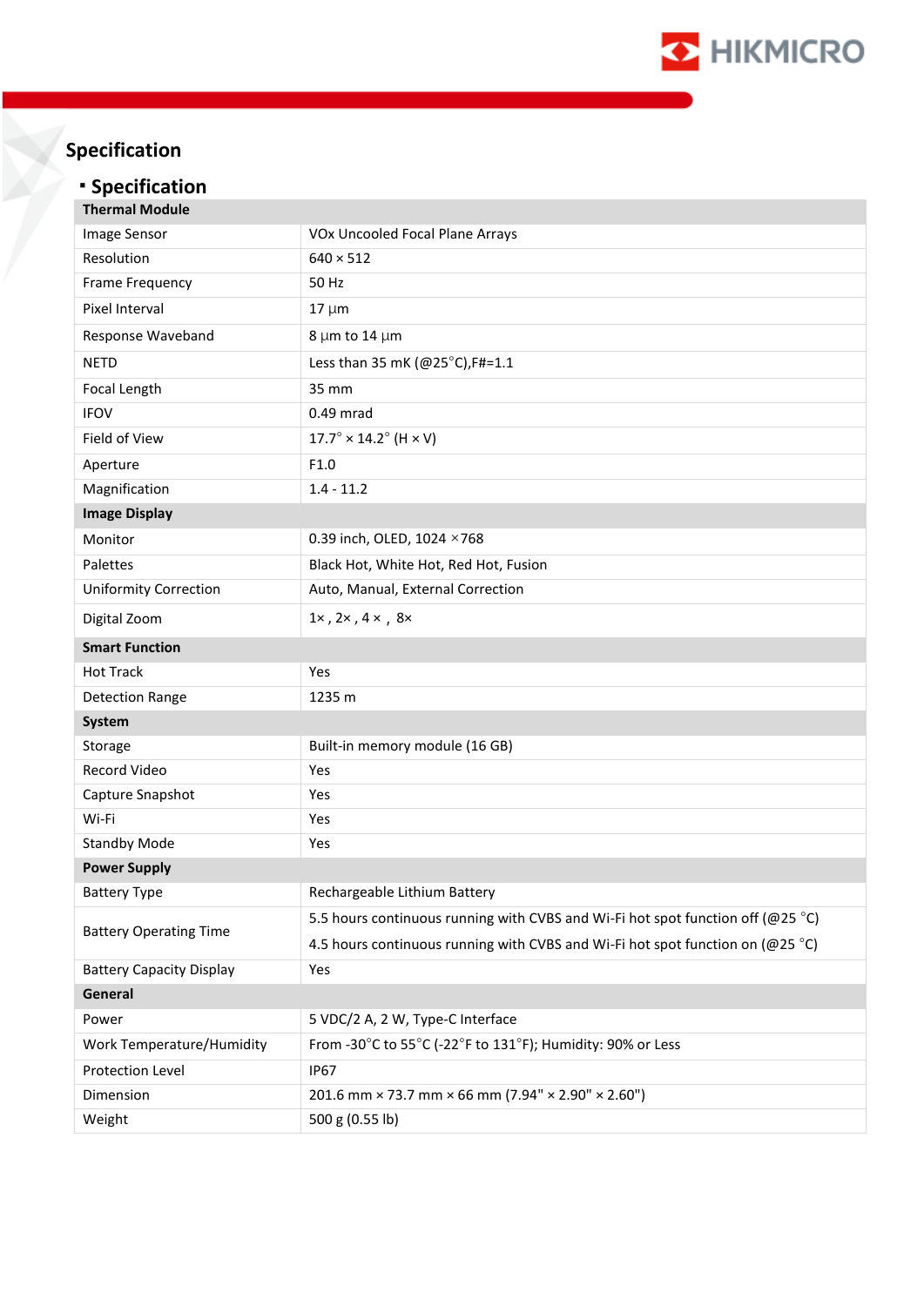# Specification

## ▪ Specification

| Thermal Module | |
|---|---|
| Image Sensor | VOx Uncooled Focal Plane Arrays |
| Resolution | 640 × 512 |
| Frame Frequency | 50 Hz |
| Pixel Interval | 17 µm |
| Response Waveband | 8 µm to 14 µm |
| NETD | Less than 35 mK (@25°C),F#=1.1 |
| Focal Length | 35 mm |
| IFOV | 0.49 mrad |
| Field of View | 17.7° × 14.2° (H × V) |
| Aperture | F1.0 |
| Magnification | 1.4 - 11.2 |
| **Image Display** | |
| Monitor | 0.39 inch, OLED, 1024 ×768 |
| Palettes | Black Hot, White Hot, Red Hot, Fusion |
| Uniformity Correction | Auto, Manual, External Correction |
| Digital Zoom | 1× , 2× , 4 × , 8× |
| **Smart Function** | |
| Hot Track | Yes |
| Detection Range | 1235 m |
| **System** | |
| Storage | Built-in memory module (16 GB) |
| Record Video | Yes |
| Capture Snapshot | Yes |
| Wi-Fi | Yes |
| Standby Mode | Yes |
| **Power Supply** | |
| Battery Type | Rechargeable Lithium Battery |
| Battery Operating Time | 5.5 hours continuous running with CVBS and Wi-Fi hot spot function off (@25 °C)<br>4.5 hours continuous running with CVBS and Wi-Fi hot spot function on (@25 °C) |
| Battery Capacity Display | Yes |
| **General** | |
| Power | 5 VDC/2 A, 2 W, Type-C Interface |
| Work Temperature/Humidity | From -30°C to 55°C (-22°F to 131°F); Humidity: 90% or Less |
| Protection Level | IP67 |
| Dimension | 201.6 mm × 73.7 mm × 66 mm (7.94" × 2.90" × 2.60") |
| Weight | 500 g (0.55 lb) |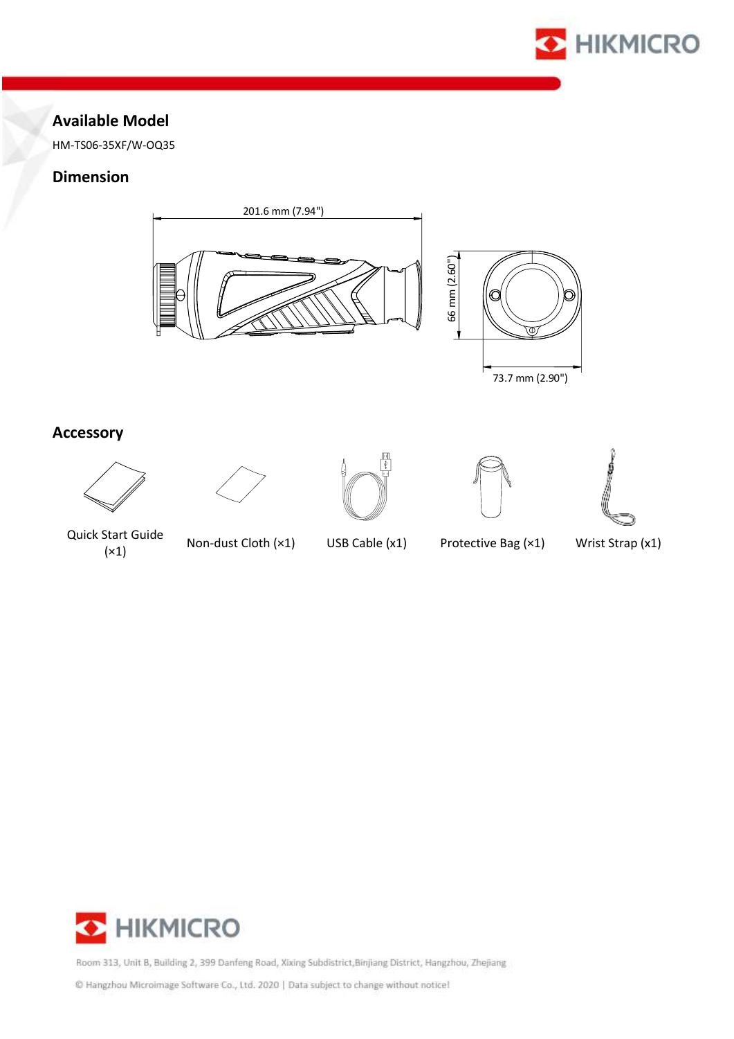## Available Model

HM-TS06-35XF/W-OQ35

## Dimension

201.6 mm (7.94")

66 mm (2.60")

73.7 mm (2.90")

## Accessory

Quick Start Guide (×1)

Non-dust Cloth (×1)

USB Cable (x1)

Protective Bag (×1)

Wrist Strap (x1)

Room 313, Unit B, Building 2, 399 Danfeng Road, Xixing Subdistrict,Binjiang District, Hangzhou, Zhejiang

© Hangzhou Microimage Software Co., Ltd. 2020 | Data subject to change without notice!